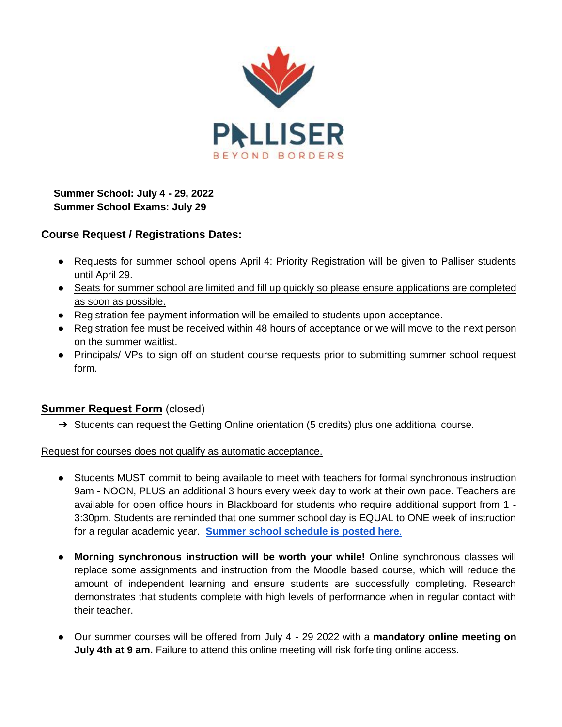PALLISER
BEYOND BORDERS

**Summer School: July 4 - 29, 2022**
**Summer School Exams: July 29**

### Course Request / Registrations Dates:

- Requests for summer school opens April 4: Priority Registration will be given to Palliser students until April 29.
- Seats for summer school are limited and fill up quickly so please ensure applications are completed as soon as possible.
- Registration fee payment information will be emailed to students upon acceptance.
- Registration fee must be received within 48 hours of acceptance or we will move to the next person on the summer waitlist.
- Principals/ VPs to sign off on student course requests prior to submitting summer school request form.

### Summer Request Form (closed)

➔ Students can request the Getting Online orientation (5 credits) plus one additional course.

Request for courses does not qualify as automatic acceptance.

- Students MUST commit to being available to meet with teachers for formal synchronous instruction 9am - NOON, PLUS an additional 3 hours every week day to work at their own pace. Teachers are available for open office hours in Blackboard for students who require additional support from 1 - 3:30pm. Students are reminded that one summer school day is EQUAL to ONE week of instruction for a regular academic year. **Summer school schedule is posted here.**

- **Morning synchronous instruction will be worth your while!** Online synchronous classes will replace some assignments and instruction from the Moodle based course, which will reduce the amount of independent learning and ensure students are successfully completing. Research demonstrates that students complete with high levels of performance when in regular contact with their teacher.

- Our summer courses will be offered from July 4 - 29 2022 with a **mandatory online meeting on July 4th at 9 am.** Failure to attend this online meeting will risk forfeiting online access.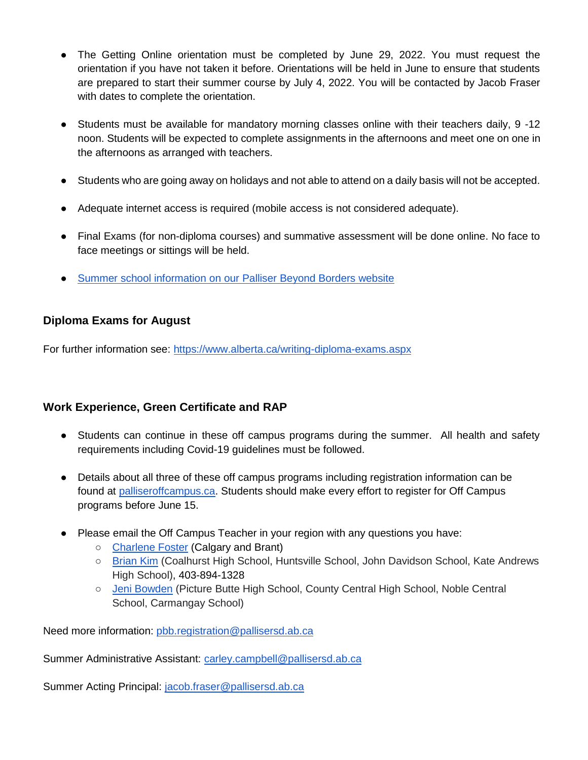- The Getting Online orientation must be completed by June 29, 2022. You must request the orientation if you have not taken it before. Orientations will be held in June to ensure that students are prepared to start their summer course by July 4, 2022. You will be contacted by Jacob Fraser with dates to complete the orientation.

- Students must be available for mandatory morning classes online with their teachers daily, 9 -12 noon. Students will be expected to complete assignments in the afternoons and meet one on one in the afternoons as arranged with teachers.

- Students who are going away on holidays and not able to attend on a daily basis will not be accepted.

- Adequate internet access is required (mobile access is not considered adequate).

- Final Exams (for non-diploma courses) and summative assessment will be done online. No face to face meetings or sittings will be held.

- Summer school information on our Palliser Beyond Borders website

### Diploma Exams for August

For further information see: https://www.alberta.ca/writing-diploma-exams.aspx

### Work Experience, Green Certificate and RAP

- Students can continue in these off campus programs during the summer. All health and safety requirements including Covid-19 guidelines must be followed.

- Details about all three of these off campus programs including registration information can be found at palliseroffcampus.ca. Students should make every effort to register for Off Campus programs before June 15.

- Please email the Off Campus Teacher in your region with any questions you have:
  - Charlene Foster (Calgary and Brant)
  - Brian Kim (Coalhurst High School, Huntsville School, John Davidson School, Kate Andrews High School), 403-894-1328
  - Jeni Bowden (Picture Butte High School, County Central High School, Noble Central School, Carmangay School)

Need more information: pbb.registration@pallisersd.ab.ca

Summer Administrative Assistant: carley.campbell@pallisersd.ab.ca

Summer Acting Principal: jacob.fraser@pallisersd.ab.ca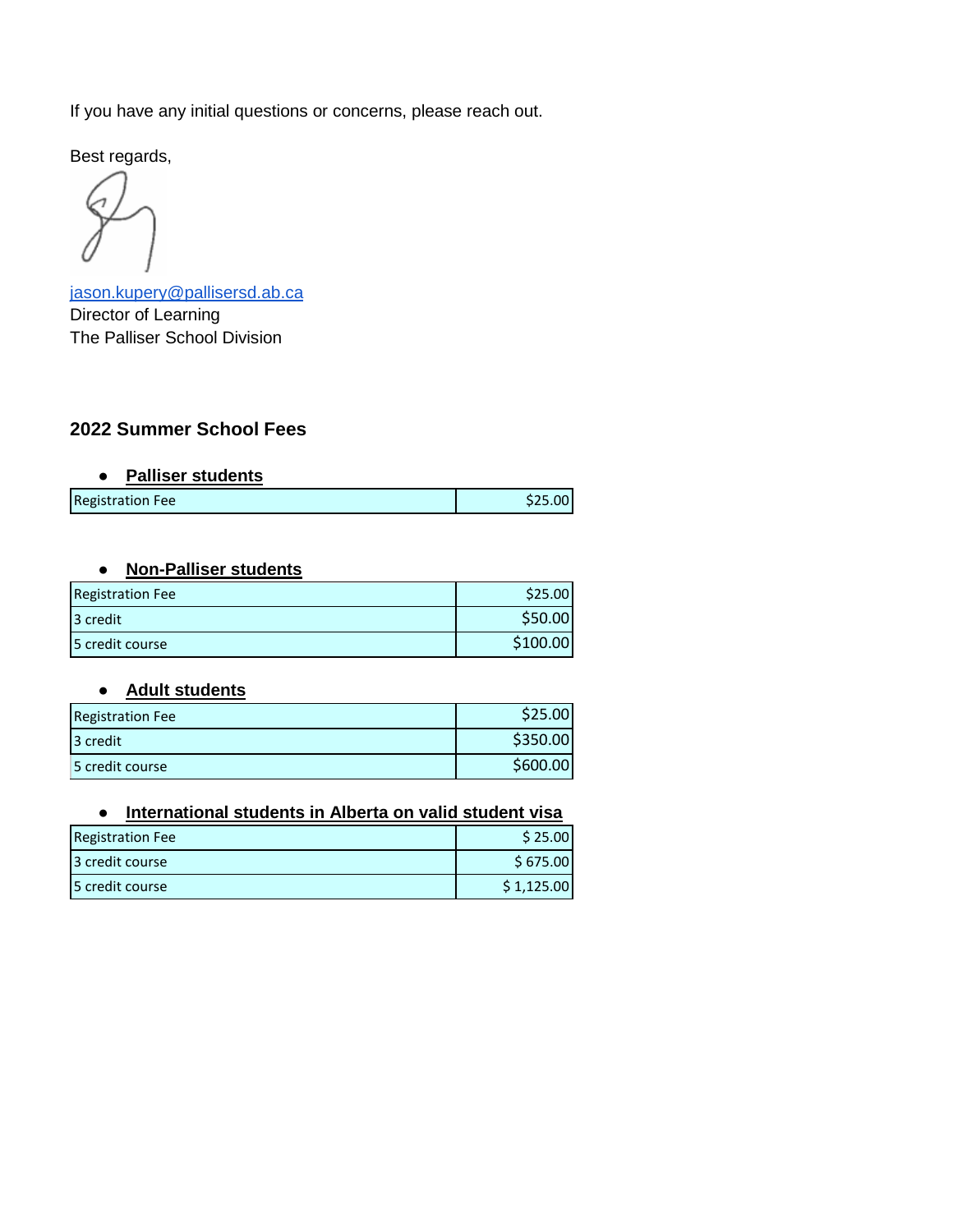If you have any initial questions or concerns, please reach out.

Best regards,

[jason.kupery@pallisersd.ab.ca](mailto:jason.kupery@pallisersd.ab.ca)
Director of Learning
The Palliser School Division

### 2022 Summer School Fees

- **Palliser students**

| | |
|---|---|
| Registration Fee | $25.00 |

- **Non-Palliser students**

| | |
|---|---|
| Registration Fee | $25.00 |
| 3 credit | $50.00 |
| 5 credit course | $100.00 |

- **Adult students**

| | |
|---|---|
| Registration Fee | $25.00 |
| 3 credit | $350.00 |
| 5 credit course | $600.00 |

- **International students in Alberta on valid student visa**

| | |
|---|---|
| Registration Fee | $ 25.00 |
| 3 credit course | $ 675.00 |
| 5 credit course | $ 1,125.00 |